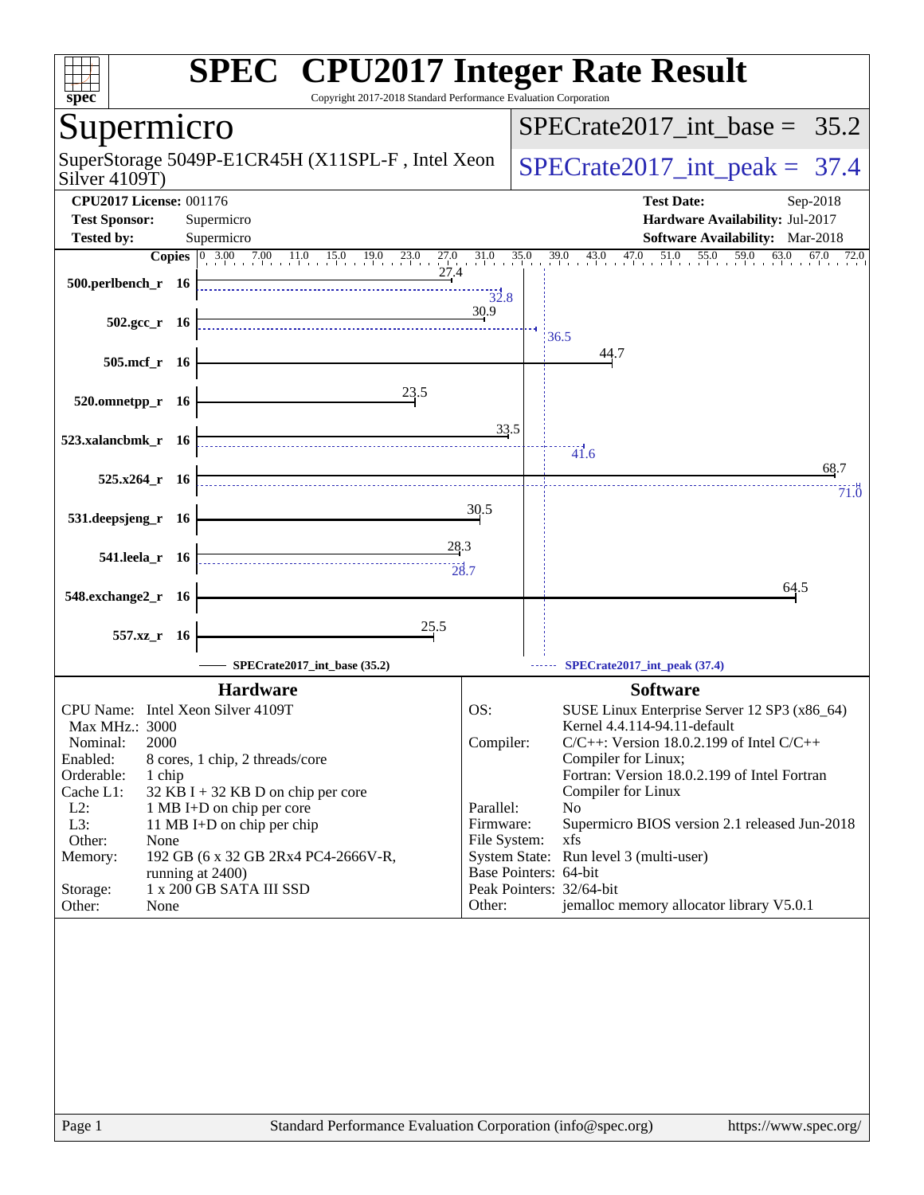# SPEC CPU2017 Integer Rate Result

Copyright 2017-2018 Standard Performance Evaluation Corporation

## Supermicro

SuperStorage 5049P-E1CR45H (X11SPL-F , Intel Xeon Silver 4109T)

SPECrate2017_int_base = 35.2

SPECrate2017_int_peak = 37.4

| | | | |
|---|---|---|---|
| **CPU2017 License:** | 001176 | **Test Date:** | Sep-2018 |
| **Test Sponsor:** | Supermicro | **Hardware Availability:** | Jul-2017 |
| **Tested by:** | Supermicro | **Software Availability:** | Mar-2018 |

| Benchmark | Copies | Base | Peak |
|---|---|---|---|
| 500.perlbench_r | 16 | 27.4 | 32.8 |
| 502.gcc_r | 16 | 30.9 | 36.5 |
| 505.mcf_r | 16 | 44.7 | |
| 520.omnetpp_r | 16 | 23.5 | |
| 523.xalancbmk_r | 16 | 33.5 | 41.6 |
| 525.x264_r | 16 | 68.7 | 71.0 |
| 531.deepsjeng_r | 16 | 30.5 | |
| 541.leela_r | 16 | 28.3 | 28.7 |
| 548.exchange2_r | 16 | 64.5 | |
| 557.xz_r | 16 | 25.5 | |

SPECrate2017_int_base (35.2) — SPECrate2017_int_peak (37.4)

### Hardware

| | |
|---|---|
| CPU Name: | Intel Xeon Silver 4109T |
| Max MHz.: | 3000 |
| Nominal: | 2000 |
| Enabled: | 8 cores, 1 chip, 2 threads/core |
| Orderable: | 1 chip |
| Cache L1: | 32 KB I + 32 KB D on chip per core |
| L2: | 1 MB I+D on chip per core |
| L3: | 11 MB I+D on chip per chip |
| Other: | None |
| Memory: | 192 GB (6 x 32 GB 2Rx4 PC4-2666V-R, running at 2400) |
| Storage: | 1 x 200 GB SATA III SSD |
| Other: | None |

### Software

| | |
|---|---|
| OS: | SUSE Linux Enterprise Server 12 SP3 (x86_64) Kernel 4.4.114-94.11-default |
| Compiler: | C/C++: Version 18.0.2.199 of Intel C/C++ Compiler for Linux; Fortran: Version 18.0.2.199 of Intel Fortran Compiler for Linux |
| Parallel: | No |
| Firmware: | Supermicro BIOS version 2.1 released Jun-2018 |
| File System: | xfs |
| System State: | Run level 3 (multi-user) |
| Base Pointers: | 64-bit |
| Peak Pointers: | 32/64-bit |
| Other: | jemalloc memory allocator library V5.0.1 |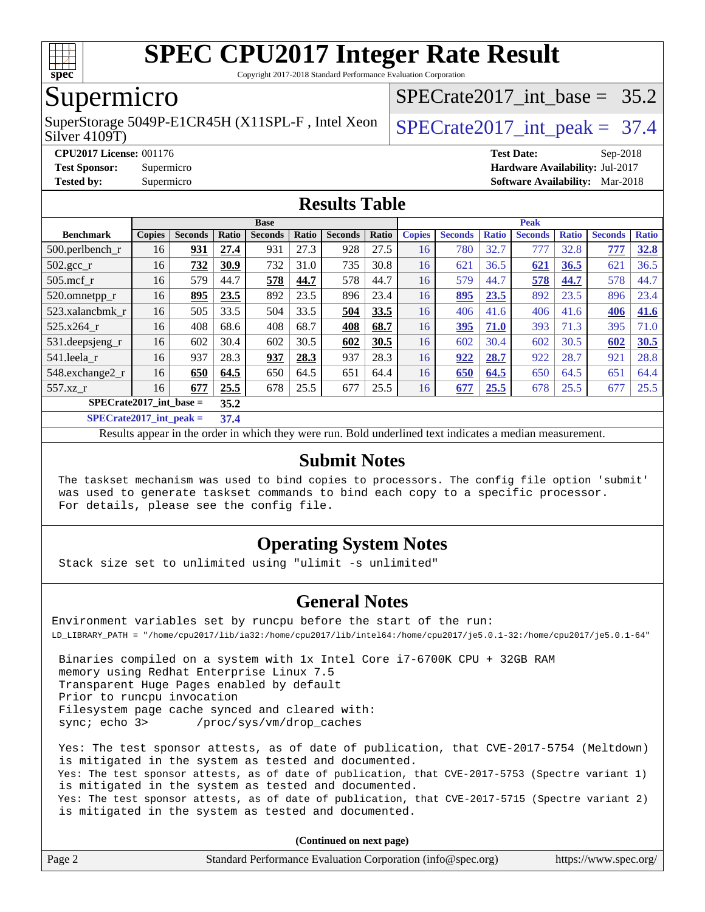# SPEC CPU2017 Integer Rate Result

Copyright 2017-2018 Standard Performance Evaluation Corporation

## Supermicro

SuperStorage 5049P-E1CR45H (X11SPL-F , Intel Xeon Silver 4109T)

SPECrate2017_int_base = 35.2

SPECrate2017_int_peak = 37.4

**CPU2017 License:** 001176
**Test Sponsor:** Supermicro
**Tested by:** Supermicro

**Test Date:** Sep-2018
**Hardware Availability:** Jul-2017
**Software Availability:** Mar-2018

## Results Table

| Benchmark | Base | | | | | | | Peak | | | | | | |
|---|---|---|---|---|---|---|---|---|---|---|---|---|---|---|
| | Copies | Seconds | Ratio | Seconds | Ratio | Seconds | Ratio | Copies | Seconds | Ratio | Seconds | Ratio | Seconds | Ratio |
| 500.perlbench_r | 16 | **931** | **27.4** | 931 | 27.3 | 928 | 27.5 | 16 | 780 | 32.7 | 777 | 32.8 | **777** | **32.8** |
| 502.gcc_r | 16 | **732** | **30.9** | 732 | 31.0 | 735 | 30.8 | 16 | 621 | 36.5 | **621** | **36.5** | 621 | 36.5 |
| 505.mcf_r | 16 | 579 | 44.7 | **578** | **44.7** | 578 | 44.7 | 16 | 579 | 44.7 | **578** | **44.7** | 578 | 44.7 |
| 520.omnetpp_r | 16 | **895** | **23.5** | 892 | 23.5 | 896 | 23.4 | 16 | **895** | **23.5** | 892 | 23.5 | 896 | 23.4 |
| 523.xalancbmk_r | 16 | 505 | 33.5 | 504 | 33.5 | **504** | **33.5** | 16 | 406 | 41.6 | 406 | 41.6 | **406** | **41.6** |
| 525.x264_r | 16 | 408 | 68.6 | 408 | 68.7 | **408** | **68.7** | 16 | **395** | **71.0** | 393 | 71.3 | 395 | 71.0 |
| 531.deepsjeng_r | 16 | 602 | 30.4 | 602 | 30.5 | **602** | **30.5** | 16 | 602 | 30.4 | 602 | 30.5 | **602** | **30.5** |
| 541.leela_r | 16 | 937 | 28.3 | **937** | **28.3** | 937 | 28.3 | 16 | **922** | **28.7** | 922 | 28.7 | 921 | 28.8 |
| 548.exchange2_r | 16 | **650** | **64.5** | 650 | 64.5 | 651 | 64.4 | 16 | **650** | **64.5** | 650 | 64.5 | 651 | 64.4 |
| 557.xz_r | 16 | **677** | **25.5** | 678 | 25.5 | 677 | 25.5 | 16 | **677** | **25.5** | 678 | 25.5 | 677 | 25.5 |

**SPECrate2017_int_base = 35.2**

**SPECrate2017_int_peak = 37.4**

Results appear in the order in which they were run. Bold underlined text indicates a median measurement.

## Submit Notes

```
The taskset mechanism was used to bind copies to processors. The config file option 'submit'
was used to generate taskset commands to bind each copy to a specific processor.
For details, please see the config file.
```

## Operating System Notes

```
Stack size set to unlimited using "ulimit -s unlimited"
```

## General Notes

```
Environment variables set by runcpu before the start of the run:
LD_LIBRARY_PATH = "/home/cpu2017/lib/ia32:/home/cpu2017/lib/intel64:/home/cpu2017/je5.0.1-32:/home/cpu2017/je5.0.1-64"

 Binaries compiled on a system with 1x Intel Core i7-6700K CPU + 32GB RAM
 memory using Redhat Enterprise Linux 7.5
 Transparent Huge Pages enabled by default
 Prior to runcpu invocation
 Filesystem page cache synced and cleared with:
 sync; echo 3>       /proc/sys/vm/drop_caches

 Yes: The test sponsor attests, as of date of publication, that CVE-2017-5754 (Meltdown)
 is mitigated in the system as tested and documented.
 Yes: The test sponsor attests, as of date of publication, that CVE-2017-5753 (Spectre variant 1)
 is mitigated in the system as tested and documented.
 Yes: The test sponsor attests, as of date of publication, that CVE-2017-5715 (Spectre variant 2)
 is mitigated in the system as tested and documented.
```

**(Continued on next page)**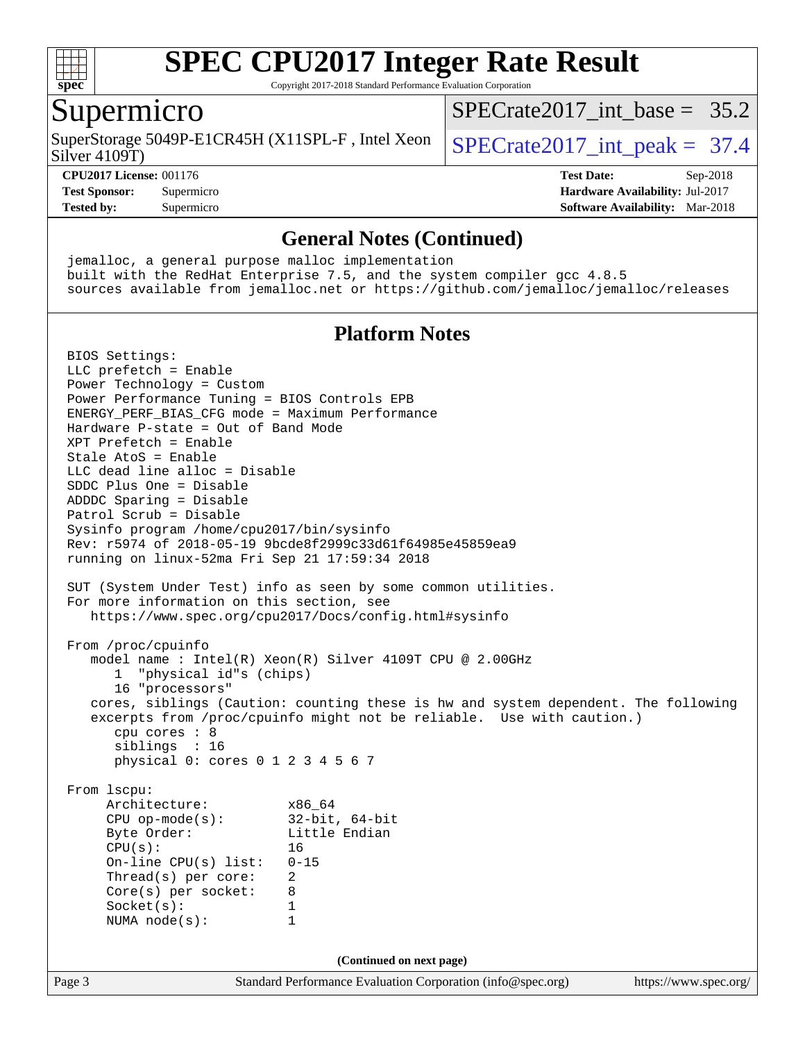# SPEC CPU2017 Integer Rate Result

Copyright 2017-2018 Standard Performance Evaluation Corporation

## Supermicro

SuperStorage 5049P-E1CR45H (X11SPL-F , Intel Xeon Silver 4109T)

SPECrate2017_int_base = 35.2

SPECrate2017_int_peak = 37.4

**CPU2017 License:** 001176
**Test Sponsor:** Supermicro
**Tested by:** Supermicro

**Test Date:** Sep-2018
**Hardware Availability:** Jul-2017
**Software Availability:** Mar-2018

### General Notes (Continued)

```
jemalloc, a general purpose malloc implementation
built with the RedHat Enterprise 7.5, and the system compiler gcc 4.8.5
sources available from jemalloc.net or https://github.com/jemalloc/jemalloc/releases
```

### Platform Notes

```
BIOS Settings:
LLC prefetch = Enable
Power Technology = Custom
Power Performance Tuning = BIOS Controls EPB
ENERGY_PERF_BIAS_CFG mode = Maximum Performance
Hardware P-state = Out of Band Mode
XPT Prefetch = Enable
Stale AtoS = Enable
LLC dead line alloc = Disable
SDDC Plus One = Disable
ADDDC Sparing = Disable
Patrol Scrub = Disable
Sysinfo program /home/cpu2017/bin/sysinfo
Rev: r5974 of 2018-05-19 9bcde8f2999c33d61f64985e45859ea9
running on linux-52ma Fri Sep 21 17:59:34 2018

SUT (System Under Test) info as seen by some common utilities.
For more information on this section, see
   https://www.spec.org/cpu2017/Docs/config.html#sysinfo

From /proc/cpuinfo
   model name : Intel(R) Xeon(R) Silver 4109T CPU @ 2.00GHz
      1  "physical id"s (chips)
      16 "processors"
   cores, siblings (Caution: counting these is hw and system dependent. The following
   excerpts from /proc/cpuinfo might not be reliable.  Use with caution.)
      cpu cores : 8
      siblings  : 16
      physical 0: cores 0 1 2 3 4 5 6 7

From lscpu:
     Architecture:          x86_64
     CPU op-mode(s):        32-bit, 64-bit
     Byte Order:            Little Endian
     CPU(s):                16
     On-line CPU(s) list:   0-15
     Thread(s) per core:    2
     Core(s) per socket:    8
     Socket(s):             1
     NUMA node(s):          1
```

(Continued on next page)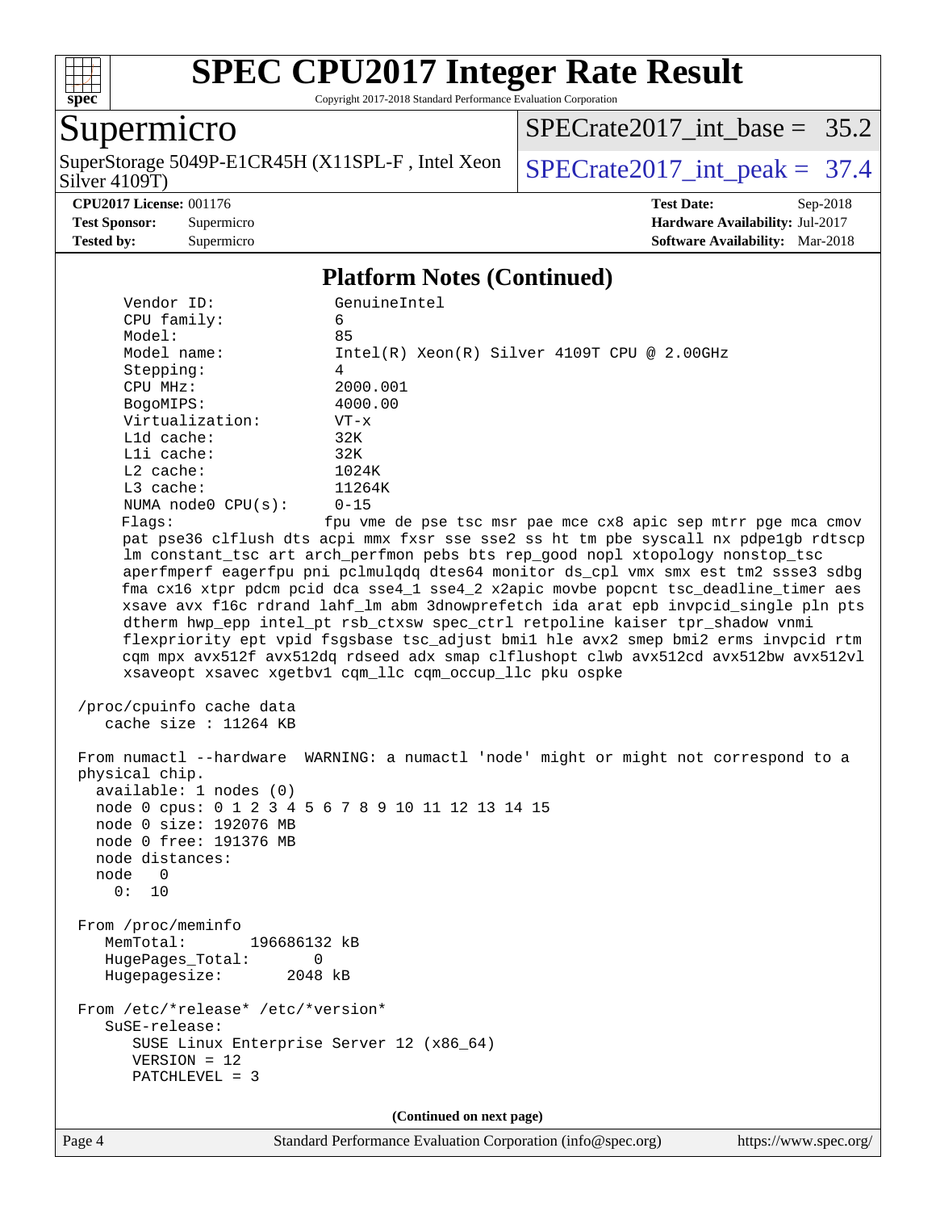## Platform Notes (Continued)

```
      Vendor ID:             GenuineIntel
      CPU family:            6
      Model:                 85
      Model name:            Intel(R) Xeon(R) Silver 4109T CPU @ 2.00GHz
      Stepping:              4
      CPU MHz:               2000.001
      BogoMIPS:              4000.00
      Virtualization:        VT-x
      L1d cache:             32K
      L1i cache:             32K
      L2 cache:              1024K
      L3 cache:              11264K
      NUMA node0 CPU(s):     0-15
      Flags:                 fpu vme de pse tsc msr pae mce cx8 apic sep mtrr pge mca cmov
      pat pse36 clflush dts acpi mmx fxsr sse sse2 ss ht tm pbe syscall nx pdpe1gb rdtscp
      lm constant_tsc art arch_perfmon pebs bts rep_good nopl xtopology nonstop_tsc
      aperfmperf eagerfpu pni pclmulqdq dtes64 monitor ds_cpl vmx smx est tm2 ssse3 sdbg
      fma cx16 xtpr pdcm pcid dca sse4_1 sse4_2 x2apic movbe popcnt tsc_deadline_timer aes
      xsave avx f16c rdrand lahf_lm abm 3dnowprefetch ida arat epb invpcid_single pln pts
      dtherm hwp_epp intel_pt rsb_ctxsw spec_ctrl retpoline kaiser tpr_shadow vnmi
      flexpriority ept vpid fsgsbase tsc_adjust bmi1 hle avx2 smep bmi2 erms invpcid rtm
      cqm mpx avx512f avx512dq rdseed adx smap clflushopt clwb avx512cd avx512bw avx512vl
      xsaveopt xsavec xgetbv1 cqm_llc cqm_occup_llc pku ospke

 /proc/cpuinfo cache data
    cache size : 11264 KB

 From numactl --hardware  WARNING: a numactl 'node' might or might not correspond to a
 physical chip.
   available: 1 nodes (0)
   node 0 cpus: 0 1 2 3 4 5 6 7 8 9 10 11 12 13 14 15
   node 0 size: 192076 MB
   node 0 free: 191376 MB
   node distances:
   node   0
     0:  10

 From /proc/meminfo
    MemTotal:       196686132 kB
    HugePages_Total:       0
    Hugepagesize:       2048 kB

 From /etc/*release* /etc/*version*
    SuSE-release:
       SUSE Linux Enterprise Server 12 (x86_64)
       VERSION = 12
       PATCHLEVEL = 3
```

(Continued on next page)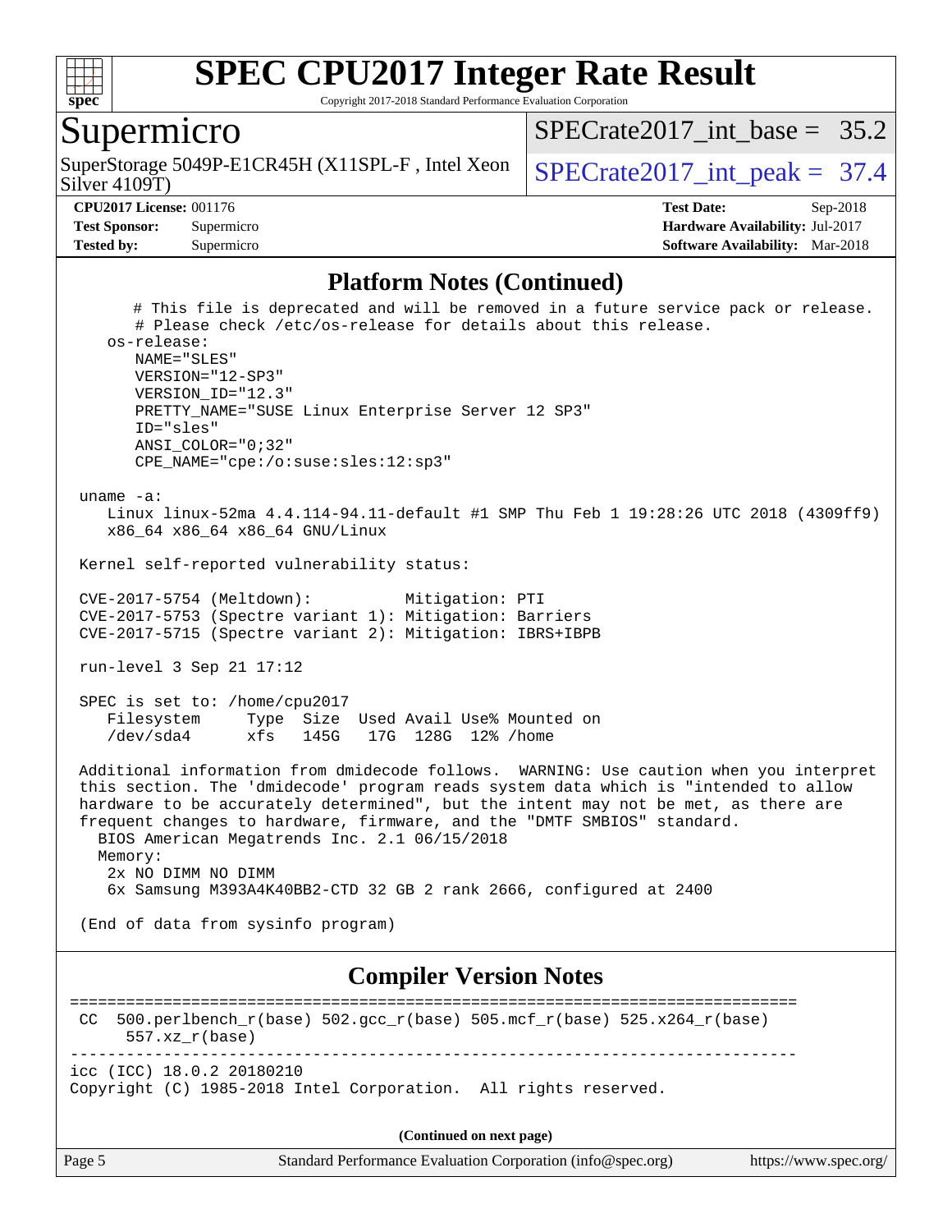## Platform Notes (Continued)

```
      # This file is deprecated and will be removed in a future service pack or release.
      # Please check /etc/os-release for details about this release.
   os-release:
      NAME="SLES"
      VERSION="12-SP3"
      VERSION_ID="12.3"
      PRETTY_NAME="SUSE Linux Enterprise Server 12 SP3"
      ID="sles"
      ANSI_COLOR="0;32"
      CPE_NAME="cpe:/o:suse:sles:12:sp3"

 uname -a:
    Linux linux-52ma 4.4.114-94.11-default #1 SMP Thu Feb 1 19:28:26 UTC 2018 (4309ff9)
    x86_64 x86_64 x86_64 GNU/Linux

 Kernel self-reported vulnerability status:

 CVE-2017-5754 (Meltdown):          Mitigation: PTI
 CVE-2017-5753 (Spectre variant 1): Mitigation: Barriers
 CVE-2017-5715 (Spectre variant 2): Mitigation: IBRS+IBPB

 run-level 3 Sep 21 17:12

 SPEC is set to: /home/cpu2017
    Filesystem     Type  Size  Used Avail Use% Mounted on
    /dev/sda4      xfs   145G   17G  128G  12% /home

 Additional information from dmidecode follows.  WARNING: Use caution when you interpret
 this section. The 'dmidecode' program reads system data which is "intended to allow
 hardware to be accurately determined", but the intent may not be met, as there are
 frequent changes to hardware, firmware, and the "DMTF SMBIOS" standard.
   BIOS American Megatrends Inc. 2.1 06/15/2018
   Memory:
    2x NO DIMM NO DIMM
    6x Samsung M393A4K40BB2-CTD 32 GB 2 rank 2666, configured at 2400

 (End of data from sysinfo program)
```

## Compiler Version Notes

```
==============================================================================
 CC  500.perlbench_r(base) 502.gcc_r(base) 505.mcf_r(base) 525.x264_r(base)
      557.xz_r(base)
------------------------------------------------------------------------------
icc (ICC) 18.0.2 20180210
Copyright (C) 1985-2018 Intel Corporation.  All rights reserved.
```

**(Continued on next page)**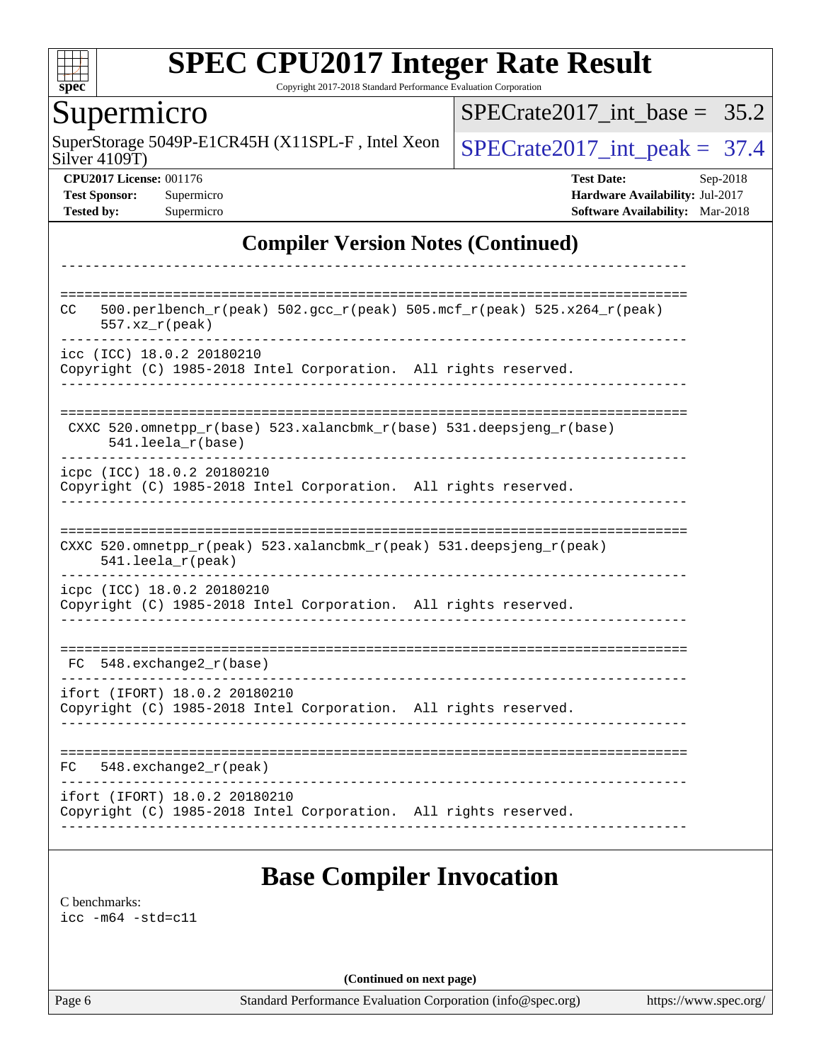# SPEC CPU2017 Integer Rate Result

Copyright 2017-2018 Standard Performance Evaluation Corporation

## Supermicro

SuperStorage 5049P-E1CR45H (X11SPL-F , Intel Xeon Silver 4109T)

SPECrate2017_int_base = 35.2

SPECrate2017_int_peak = 37.4

**CPU2017 License:** 001176
**Test Sponsor:** Supermicro
**Tested by:** Supermicro

**Test Date:** Sep-2018
**Hardware Availability:** Jul-2017
**Software Availability:** Mar-2018

## Compiler Version Notes (Continued)

```
------------------------------------------------------------------------------

==============================================================================
CC   500.perlbench_r(peak) 502.gcc_r(peak) 505.mcf_r(peak) 525.x264_r(peak)
     557.xz_r(peak)
------------------------------------------------------------------------------
icc (ICC) 18.0.2 20180210
Copyright (C) 1985-2018 Intel Corporation.  All rights reserved.
------------------------------------------------------------------------------

==============================================================================
 CXXC 520.omnetpp_r(base) 523.xalancbmk_r(base) 531.deepsjeng_r(base)
      541.leela_r(base)
------------------------------------------------------------------------------
icpc (ICC) 18.0.2 20180210
Copyright (C) 1985-2018 Intel Corporation.  All rights reserved.
------------------------------------------------------------------------------

==============================================================================
CXXC 520.omnetpp_r(peak) 523.xalancbmk_r(peak) 531.deepsjeng_r(peak)
     541.leela_r(peak)
------------------------------------------------------------------------------
icpc (ICC) 18.0.2 20180210
Copyright (C) 1985-2018 Intel Corporation.  All rights reserved.
------------------------------------------------------------------------------

==============================================================================
 FC  548.exchange2_r(base)
------------------------------------------------------------------------------
ifort (IFORT) 18.0.2 20180210
Copyright (C) 1985-2018 Intel Corporation.  All rights reserved.
------------------------------------------------------------------------------

==============================================================================
FC   548.exchange2_r(peak)
------------------------------------------------------------------------------
ifort (IFORT) 18.0.2 20180210
Copyright (C) 1985-2018 Intel Corporation.  All rights reserved.
------------------------------------------------------------------------------
```

## Base Compiler Invocation

C benchmarks:
icc -m64 -std=c11

**(Continued on next page)**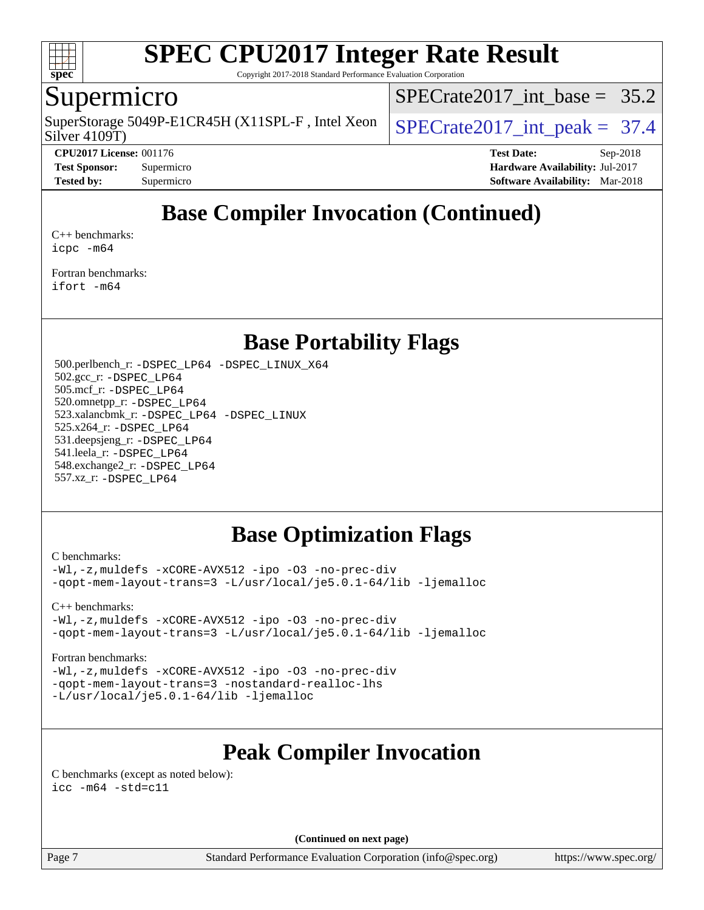## Base Compiler Invocation (Continued)

C++ benchmarks:
icpc -m64

Fortran benchmarks:
ifort -m64

## Base Portability Flags

500.perlbench_r: -DSPEC_LP64 -DSPEC_LINUX_X64
502.gcc_r: -DSPEC_LP64
505.mcf_r: -DSPEC_LP64
520.omnetpp_r: -DSPEC_LP64
523.xalancbmk_r: -DSPEC_LP64 -DSPEC_LINUX
525.x264_r: -DSPEC_LP64
531.deepsjeng_r: -DSPEC_LP64
541.leela_r: -DSPEC_LP64
548.exchange2_r: -DSPEC_LP64
557.xz_r: -DSPEC_LP64

## Base Optimization Flags

C benchmarks:
-Wl,-z,muldefs -xCORE-AVX512 -ipo -O3 -no-prec-div
-qopt-mem-layout-trans=3 -L/usr/local/je5.0.1-64/lib -ljemalloc

C++ benchmarks:
-Wl,-z,muldefs -xCORE-AVX512 -ipo -O3 -no-prec-div
-qopt-mem-layout-trans=3 -L/usr/local/je5.0.1-64/lib -ljemalloc

Fortran benchmarks:
-Wl,-z,muldefs -xCORE-AVX512 -ipo -O3 -no-prec-div
-qopt-mem-layout-trans=3 -nostandard-realloc-lhs
-L/usr/local/je5.0.1-64/lib -ljemalloc

## Peak Compiler Invocation

C benchmarks (except as noted below):
icc -m64 -std=c11

**(Continued on next page)**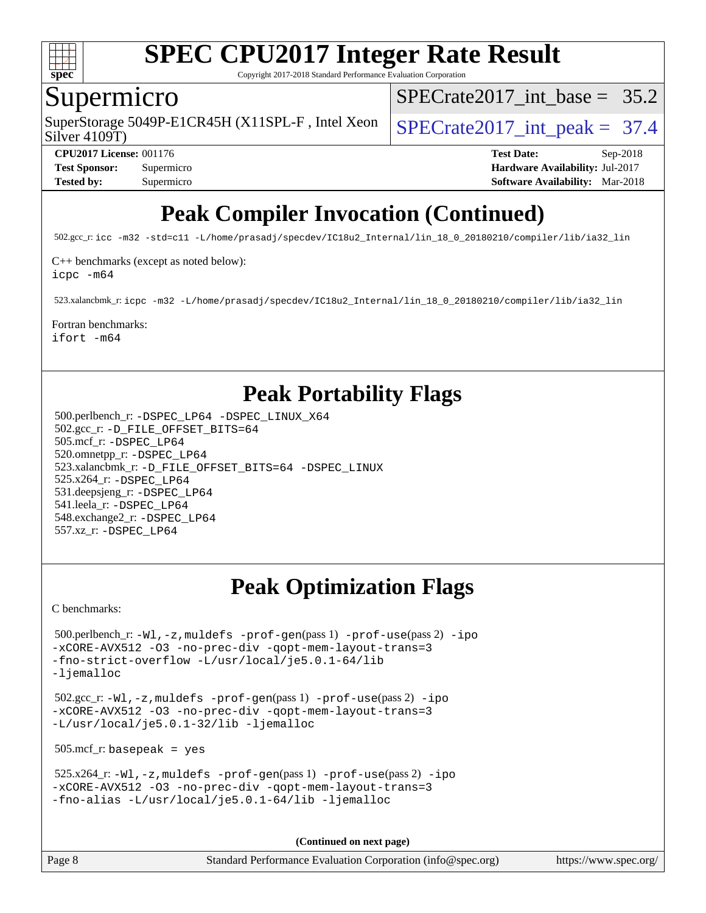# Peak Compiler Invocation (Continued)

502.gcc_r: `icc -m32 -std=c11 -L/home/prasadj/specdev/IC18u2_Internal/lin_18_0_20180210/compiler/lib/ia32_lin`

C++ benchmarks (except as noted below):
`icpc -m64`

523.xalancbmk_r: `icpc -m32 -L/home/prasadj/specdev/IC18u2_Internal/lin_18_0_20180210/compiler/lib/ia32_lin`

Fortran benchmarks:
`ifort -m64`

# Peak Portability Flags

500.perlbench_r: `-DSPEC_LP64 -DSPEC_LINUX_X64`
502.gcc_r: `-D_FILE_OFFSET_BITS=64`
505.mcf_r: `-DSPEC_LP64`
520.omnetpp_r: `-DSPEC_LP64`
523.xalancbmk_r: `-D_FILE_OFFSET_BITS=64 -DSPEC_LINUX`
525.x264_r: `-DSPEC_LP64`
531.deepsjeng_r: `-DSPEC_LP64`
541.leela_r: `-DSPEC_LP64`
548.exchange2_r: `-DSPEC_LP64`
557.xz_r: `-DSPEC_LP64`

# Peak Optimization Flags

C benchmarks:

500.perlbench_r: `-Wl,-z,muldefs -prof-gen`(pass 1) `-prof-use`(pass 2) `-ipo -xCORE-AVX512 -O3 -no-prec-div -qopt-mem-layout-trans=3 -fno-strict-overflow -L/usr/local/je5.0.1-64/lib -ljemalloc`

502.gcc_r: `-Wl,-z,muldefs -prof-gen`(pass 1) `-prof-use`(pass 2) `-ipo -xCORE-AVX512 -O3 -no-prec-div -qopt-mem-layout-trans=3 -L/usr/local/je5.0.1-32/lib -ljemalloc`

505.mcf_r: `basepeak = yes`

525.x264_r: `-Wl,-z,muldefs -prof-gen`(pass 1) `-prof-use`(pass 2) `-ipo -xCORE-AVX512 -O3 -no-prec-div -qopt-mem-layout-trans=3 -fno-alias -L/usr/local/je5.0.1-64/lib -ljemalloc`

**(Continued on next page)**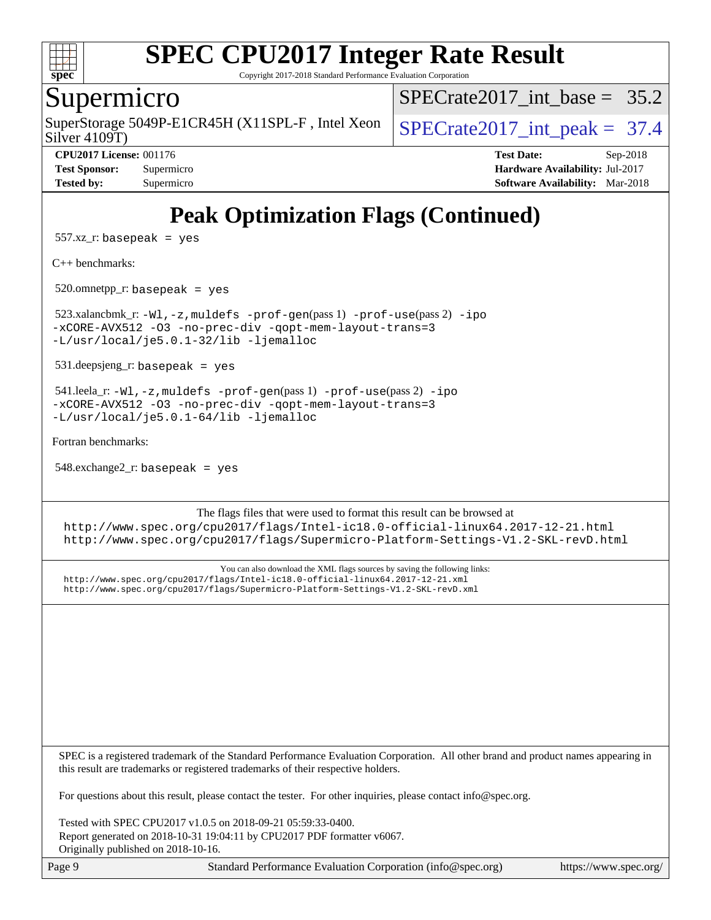# Peak Optimization Flags (Continued)

557.xz_r: basepeak = yes

C++ benchmarks:

520.omnetpp_r: basepeak = yes

523.xalancbmk_r: -Wl,-z,muldefs -prof-gen(pass 1) -prof-use(pass 2) -ipo -xCORE-AVX512 -O3 -no-prec-div -qopt-mem-layout-trans=3 -L/usr/local/je5.0.1-32/lib -ljemalloc

531.deepsjeng_r: basepeak = yes

541.leela_r: -Wl,-z,muldefs -prof-gen(pass 1) -prof-use(pass 2) -ipo -xCORE-AVX512 -O3 -no-prec-div -qopt-mem-layout-trans=3 -L/usr/local/je5.0.1-64/lib -ljemalloc

Fortran benchmarks:

548.exchange2_r: basepeak = yes

The flags files that were used to format this result can be browsed at
http://www.spec.org/cpu2017/flags/Intel-ic18.0-official-linux64.2017-12-21.html
http://www.spec.org/cpu2017/flags/Supermicro-Platform-Settings-V1.2-SKL-revD.html

You can also download the XML flags sources by saving the following links:
http://www.spec.org/cpu2017/flags/Intel-ic18.0-official-linux64.2017-12-21.xml
http://www.spec.org/cpu2017/flags/Supermicro-Platform-Settings-V1.2-SKL-revD.xml

SPEC is a registered trademark of the Standard Performance Evaluation Corporation. All other brand and product names appearing in this result are trademarks or registered trademarks of their respective holders.

For questions about this result, please contact the tester. For other inquiries, please contact info@spec.org.

Tested with SPEC CPU2017 v1.0.5 on 2018-09-21 05:59:33-0400.
Report generated on 2018-10-31 19:04:11 by CPU2017 PDF formatter v6067.
Originally published on 2018-10-16.